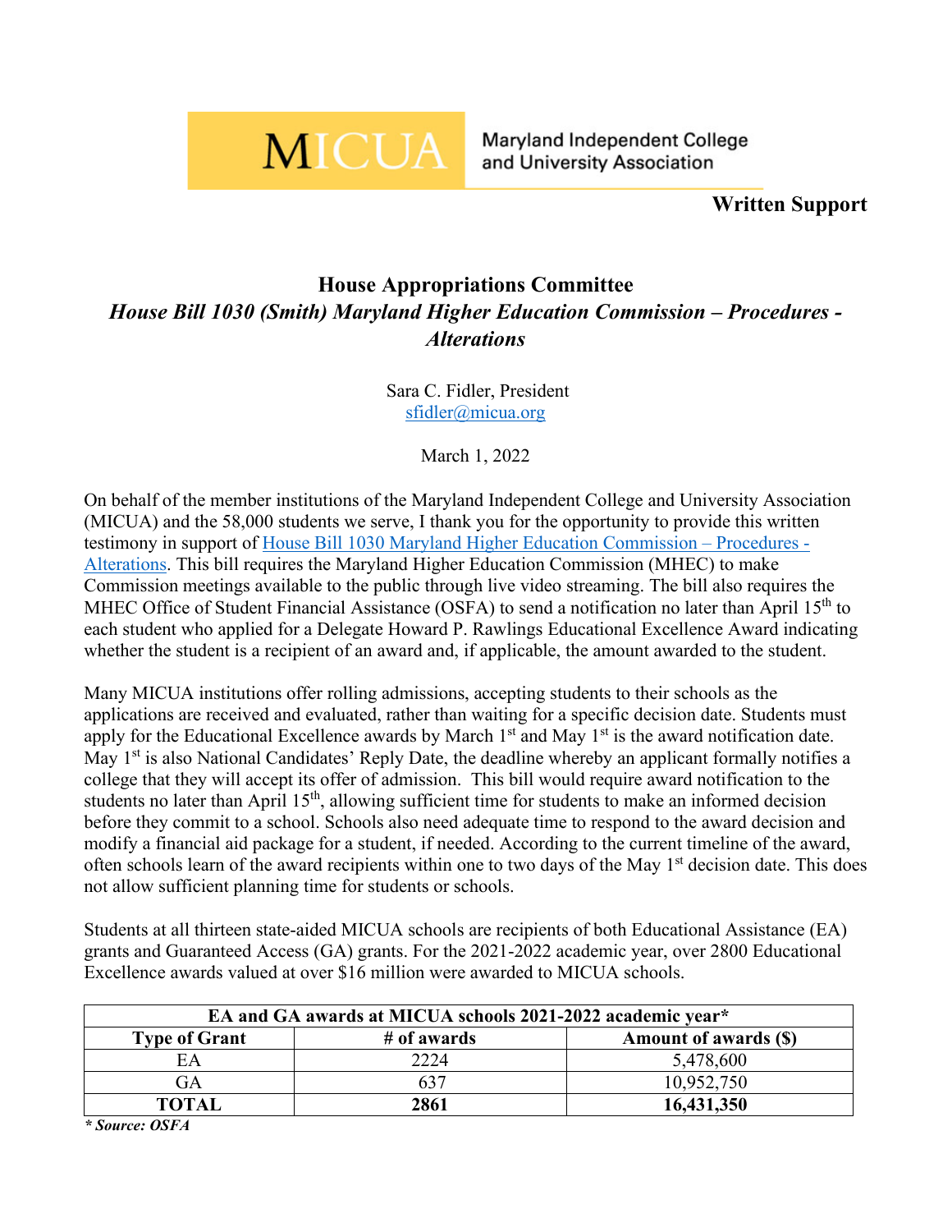**MICUA** Maryland Independent College and University Association

**Written Support**

## House Appropriations Committee

## *House Bill 1030 (Smith) Maryland Higher Education Commission – Procedures - Alterations*

Sara C. Fidler, President
sfidler@micua.org

March 1, 2022

On behalf of the member institutions of the Maryland Independent College and University Association (MICUA) and the 58,000 students we serve, I thank you for the opportunity to provide this written testimony in support of House Bill 1030 Maryland Higher Education Commission – Procedures - Alterations. This bill requires the Maryland Higher Education Commission (MHEC) to make Commission meetings available to the public through live video streaming. The bill also requires the MHEC Office of Student Financial Assistance (OSFA) to send a notification no later than April 15th to each student who applied for a Delegate Howard P. Rawlings Educational Excellence Award indicating whether the student is a recipient of an award and, if applicable, the amount awarded to the student.

Many MICUA institutions offer rolling admissions, accepting students to their schools as the applications are received and evaluated, rather than waiting for a specific decision date. Students must apply for the Educational Excellence awards by March 1st and May 1st is the award notification date. May 1st is also National Candidates' Reply Date, the deadline whereby an applicant formally notifies a college that they will accept its offer of admission. This bill would require award notification to the students no later than April 15th, allowing sufficient time for students to make an informed decision before they commit to a school. Schools also need adequate time to respond to the award decision and modify a financial aid package for a student, if needed. According to the current timeline of the award, often schools learn of the award recipients within one to two days of the May 1st decision date. This does not allow sufficient planning time for students or schools.

Students at all thirteen state-aided MICUA schools are recipients of both Educational Assistance (EA) grants and Guaranteed Access (GA) grants. For the 2021-2022 academic year, over 2800 Educational Excellence awards valued at over $16 million were awarded to MICUA schools.

| **EA and GA awards at MICUA schools 2021-2022 academic year*** | | |
|---|---|---|
| **Type of Grant** | **# of awards** | **Amount of awards ($)** |
| EA | 2224 | 5,478,600 |
| GA | 637 | 10,952,750 |
| **TOTAL** | **2861** | **16,431,350** |

***\* Source: OSFA***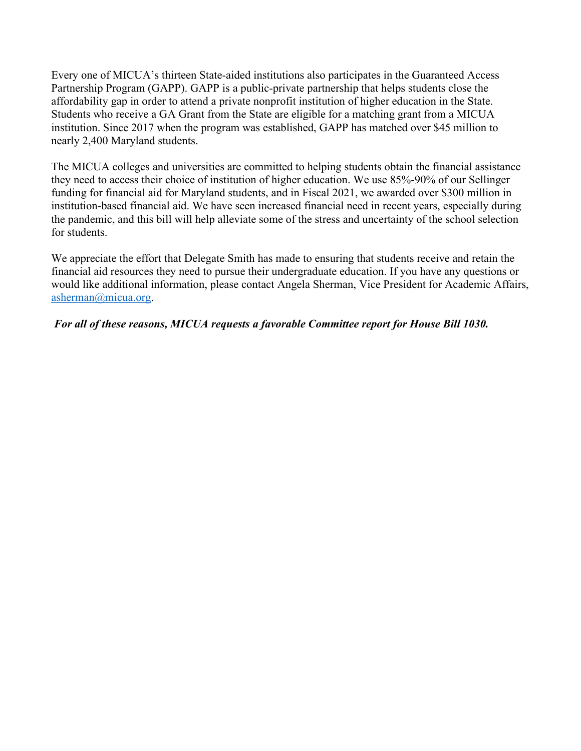Every one of MICUA's thirteen State-aided institutions also participates in the Guaranteed Access Partnership Program (GAPP). GAPP is a public-private partnership that helps students close the affordability gap in order to attend a private nonprofit institution of higher education in the State. Students who receive a GA Grant from the State are eligible for a matching grant from a MICUA institution. Since 2017 when the program was established, GAPP has matched over $45 million to nearly 2,400 Maryland students.

The MICUA colleges and universities are committed to helping students obtain the financial assistance they need to access their choice of institution of higher education. We use 85%-90% of our Sellinger funding for financial aid for Maryland students, and in Fiscal 2021, we awarded over $300 million in institution-based financial aid. We have seen increased financial need in recent years, especially during the pandemic, and this bill will help alleviate some of the stress and uncertainty of the school selection for students.

We appreciate the effort that Delegate Smith has made to ensuring that students receive and retain the financial aid resources they need to pursue their undergraduate education. If you have any questions or would like additional information, please contact Angela Sherman, Vice President for Academic Affairs, asherman@micua.org.

***For all of these reasons, MICUA requests a favorable Committee report for House Bill 1030.***